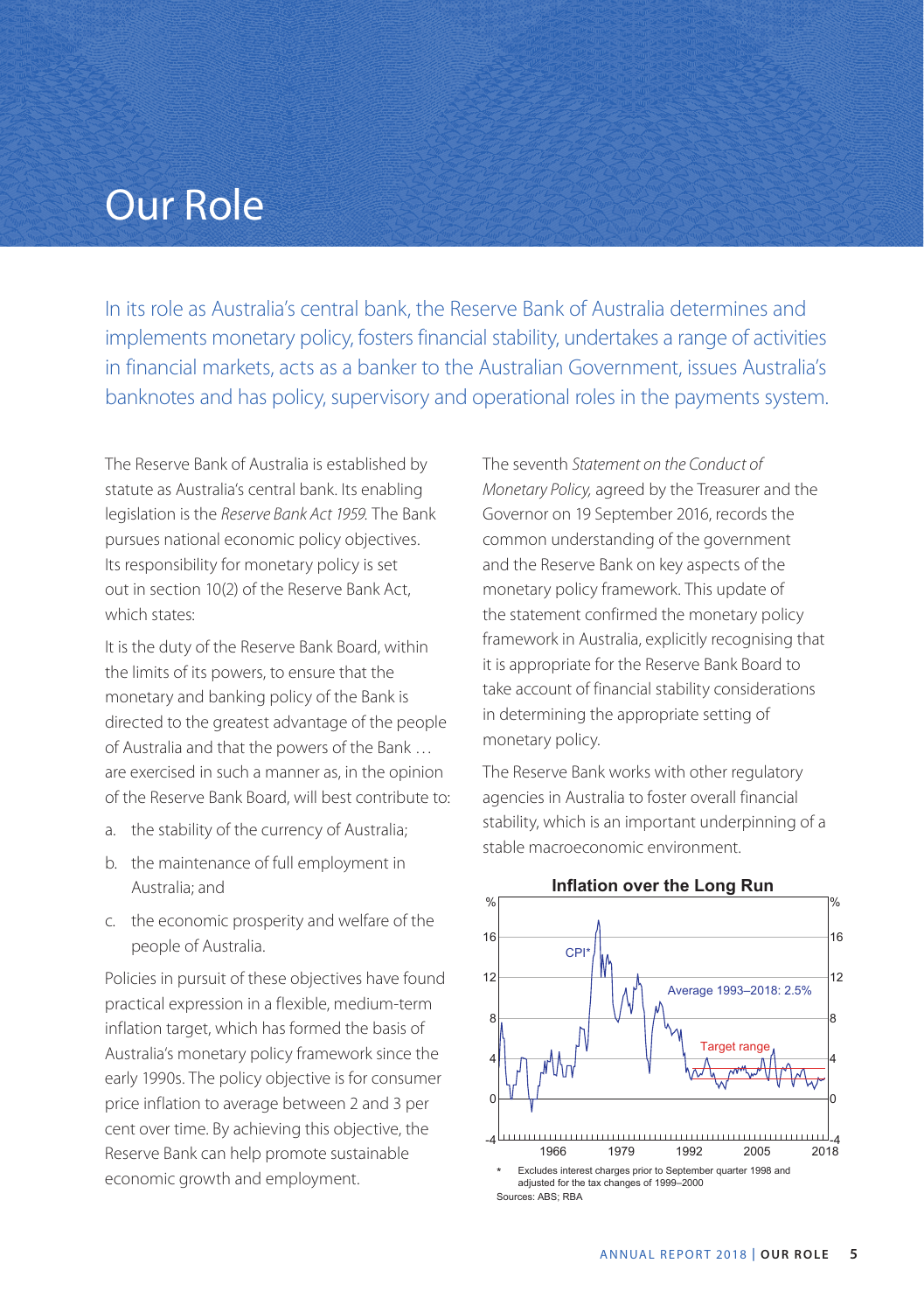# Our Role

In its role as Australia's central bank, the Reserve Bank of Australia determines and implements monetary policy, fosters financial stability, undertakes a range of activities in financial markets, acts as a banker to the Australian Government, issues Australia's banknotes and has policy, supervisory and operational roles in the payments system.

The Reserve Bank of Australia is established by statute as Australia's central bank. Its enabling legislation is the *Reserve Bank Act 1959*. The Bank pursues national economic policy objectives. Its responsibility for monetary policy is set out in section 10(2) of the Reserve Bank Act, which states:

It is the duty of the Reserve Bank Board, within the limits of its powers, to ensure that the monetary and banking policy of the Bank is directed to the greatest advantage of the people of Australia and that the powers of the Bank … are exercised in such a manner as, in the opinion of the Reserve Bank Board, will best contribute to:

a. the stability of the currency of Australia;
b. the maintenance of full employment in Australia; and
c. the economic prosperity and welfare of the people of Australia.

Policies in pursuit of these objectives have found practical expression in a flexible, medium-term inflation target, which has formed the basis of Australia's monetary policy framework since the early 1990s. The policy objective is for consumer price inflation to average between 2 and 3 per cent over time. By achieving this objective, the Reserve Bank can help promote sustainable economic growth and employment.

The seventh *Statement on the Conduct of Monetary Policy,* agreed by the Treasurer and the Governor on 19 September 2016, records the common understanding of the government and the Reserve Bank on key aspects of the monetary policy framework. This update of the statement confirmed the monetary policy framework in Australia, explicitly recognising that it is appropriate for the Reserve Bank Board to take account of financial stability considerations in determining the appropriate setting of monetary policy.

The Reserve Bank works with other regulatory agencies in Australia to foster overall financial stability, which is an important underpinning of a stable macroeconomic environment.

**Inflation over the Long Run**

\* Excludes interest charges prior to September quarter 1998 and adjusted for the tax changes of 1999–2000

Sources: ABS; RBA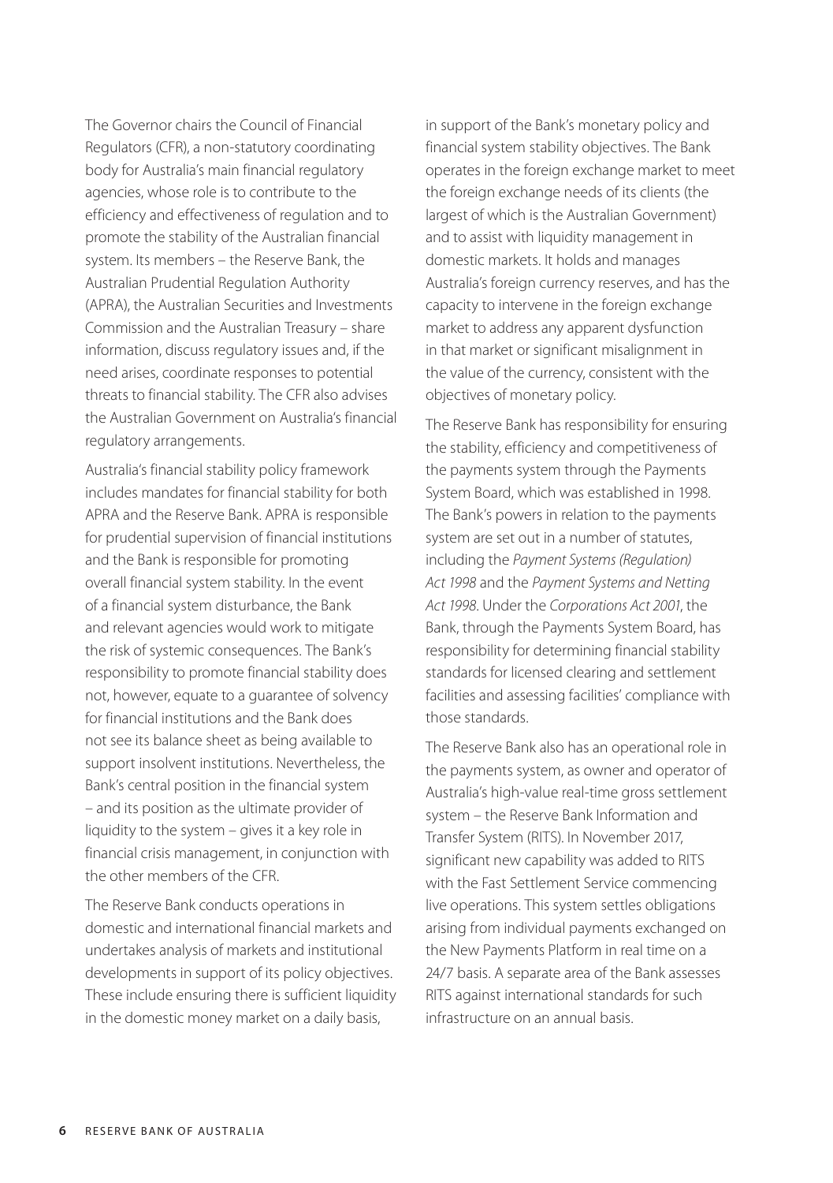The Governor chairs the Council of Financial Regulators (CFR), a non-statutory coordinating body for Australia's main financial regulatory agencies, whose role is to contribute to the efficiency and effectiveness of regulation and to promote the stability of the Australian financial system. Its members – the Reserve Bank, the Australian Prudential Regulation Authority (APRA), the Australian Securities and Investments Commission and the Australian Treasury – share information, discuss regulatory issues and, if the need arises, coordinate responses to potential threats to financial stability. The CFR also advises the Australian Government on Australia's financial regulatory arrangements.

Australia's financial stability policy framework includes mandates for financial stability for both APRA and the Reserve Bank. APRA is responsible for prudential supervision of financial institutions and the Bank is responsible for promoting overall financial system stability. In the event of a financial system disturbance, the Bank and relevant agencies would work to mitigate the risk of systemic consequences. The Bank's responsibility to promote financial stability does not, however, equate to a guarantee of solvency for financial institutions and the Bank does not see its balance sheet as being available to support insolvent institutions. Nevertheless, the Bank's central position in the financial system – and its position as the ultimate provider of liquidity to the system – gives it a key role in financial crisis management, in conjunction with the other members of the CFR.

The Reserve Bank conducts operations in domestic and international financial markets and undertakes analysis of markets and institutional developments in support of its policy objectives. These include ensuring there is sufficient liquidity in the domestic money market on a daily basis, in support of the Bank's monetary policy and financial system stability objectives. The Bank operates in the foreign exchange market to meet the foreign exchange needs of its clients (the largest of which is the Australian Government) and to assist with liquidity management in domestic markets. It holds and manages Australia's foreign currency reserves, and has the capacity to intervene in the foreign exchange market to address any apparent dysfunction in that market or significant misalignment in the value of the currency, consistent with the objectives of monetary policy.

The Reserve Bank has responsibility for ensuring the stability, efficiency and competitiveness of the payments system through the Payments System Board, which was established in 1998. The Bank's powers in relation to the payments system are set out in a number of statutes, including the *Payment Systems (Regulation) Act 1998* and the *Payment Systems and Netting Act 1998*. Under the *Corporations Act 2001*, the Bank, through the Payments System Board, has responsibility for determining financial stability standards for licensed clearing and settlement facilities and assessing facilities' compliance with those standards.

The Reserve Bank also has an operational role in the payments system, as owner and operator of Australia's high-value real-time gross settlement system – the Reserve Bank Information and Transfer System (RITS). In November 2017, significant new capability was added to RITS with the Fast Settlement Service commencing live operations. This system settles obligations arising from individual payments exchanged on the New Payments Platform in real time on a 24/7 basis. A separate area of the Bank assesses RITS against international standards for such infrastructure on an annual basis.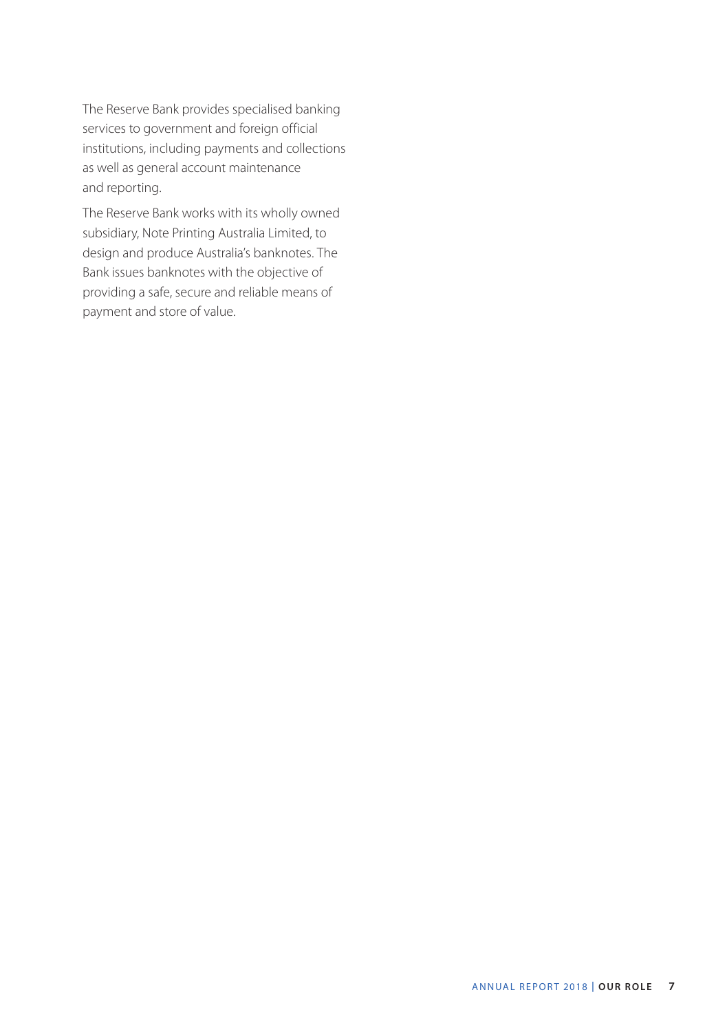The Reserve Bank provides specialised banking services to government and foreign official institutions, including payments and collections as well as general account maintenance and reporting.

The Reserve Bank works with its wholly owned subsidiary, Note Printing Australia Limited, to design and produce Australia's banknotes. The Bank issues banknotes with the objective of providing a safe, secure and reliable means of payment and store of value.